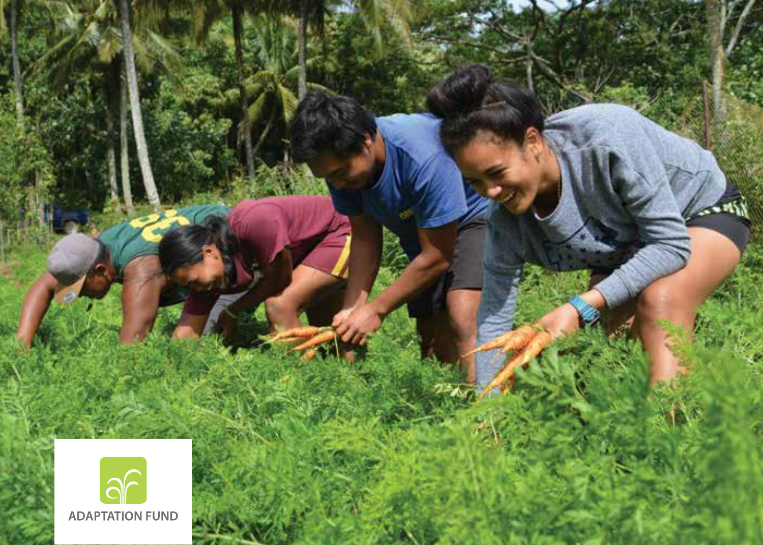ADAPTATION FUND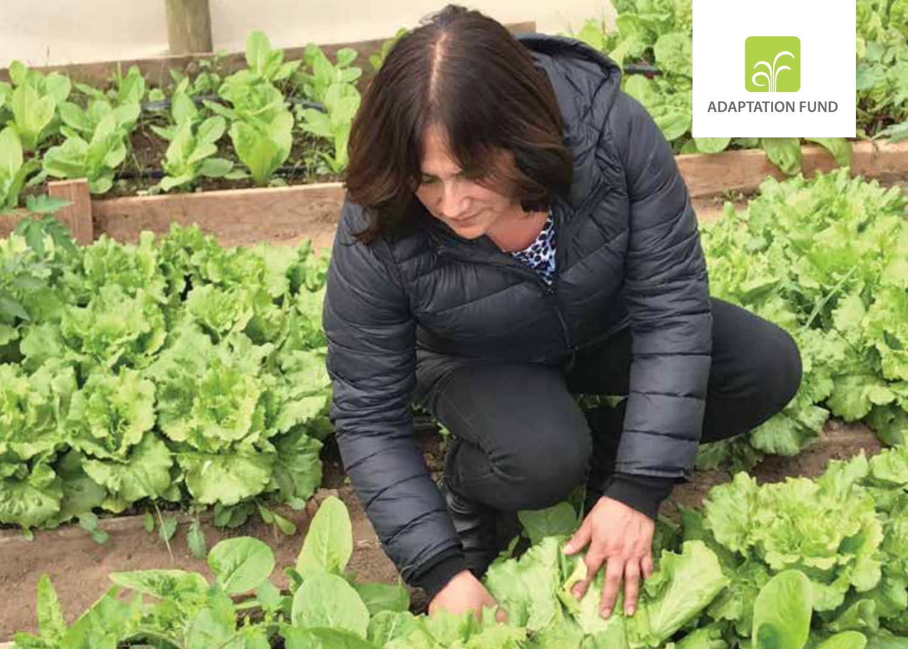ADAPTATION FUND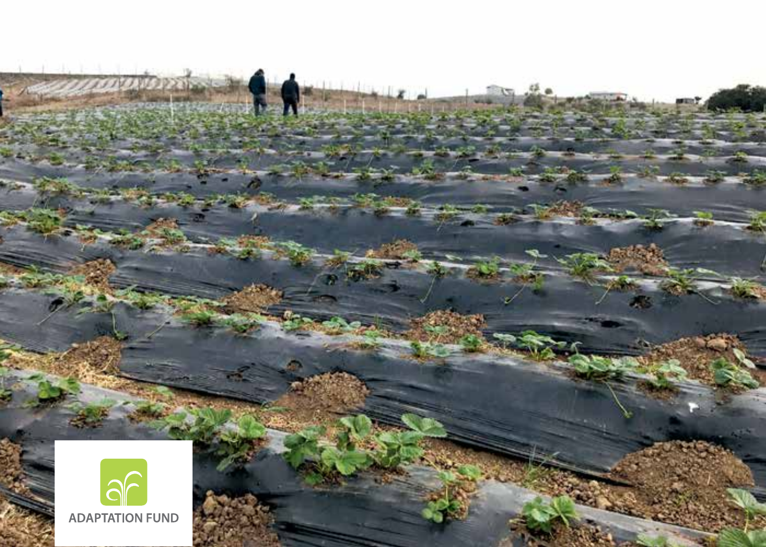ADAPTATION FUND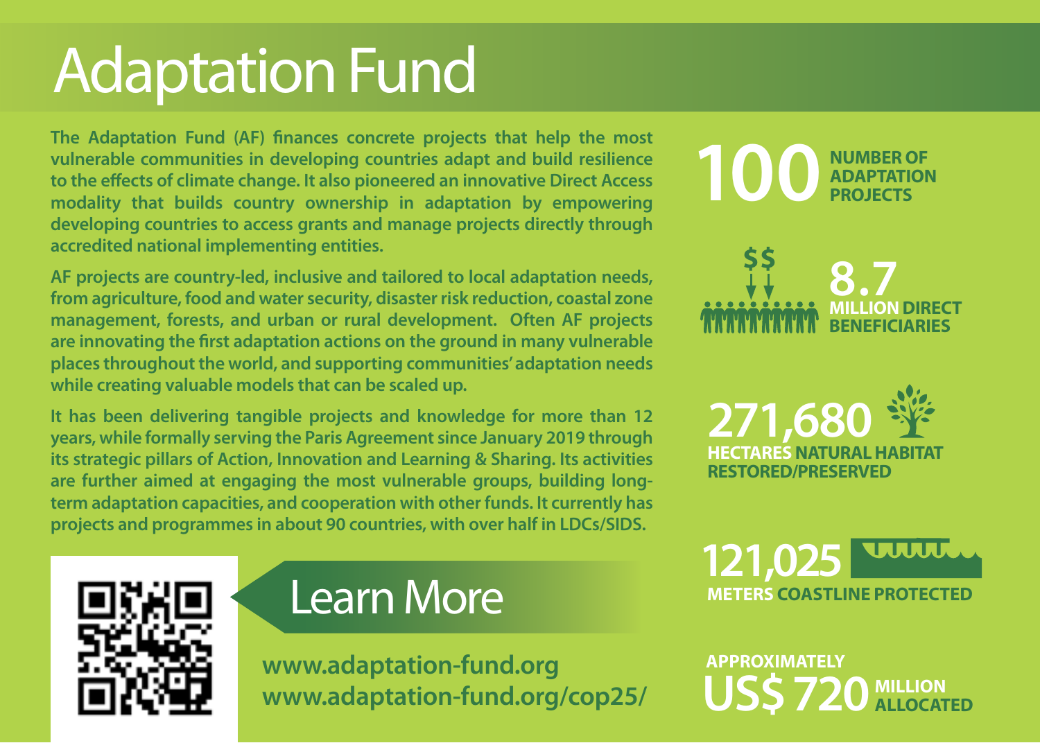# Adaptation Fund

**The Adaptation Fund (AF) finances concrete projects that help the most vulnerable communities in developing countries adapt and build resilience to the effects of climate change. It also pioneered an innovative Direct Access modality that builds country ownership in adaptation by empowering developing countries to access grants and manage projects directly through accredited national implementing entities.**

**AF projects are country-led, inclusive and tailored to local adaptation needs, from agriculture, food and water security, disaster risk reduction, coastal zone management, forests, and urban or rural development. Often AF projects are innovating the first adaptation actions on the ground in many vulnerable places throughout the world, and supporting communities' adaptation needs while creating valuable models that can be scaled up.**

**It has been delivering tangible projects and knowledge for more than 12 years, while formally serving the Paris Agreement since January 2019 through its strategic pillars of Action, Innovation and Learning & Sharing. Its activities are further aimed at engaging the most vulnerable groups, building long-term adaptation capacities, and cooperation with other funds. It currently has projects and programmes in about 90 countries, with over half in LDCs/SIDS.**

**100** NUMBER OF ADAPTATION PROJECTS

**8.7** MILLION DIRECT BENEFICIARIES

**271,680** HECTARES NATURAL HABITAT RESTORED/PRESERVED

**121,025** METERS COASTLINE PROTECTED

APPROXIMATELY **US$ 720** MILLION ALLOCATED

## Learn More

**www.adaptation-fund.org**
**www.adaptation-fund.org/cop25/**